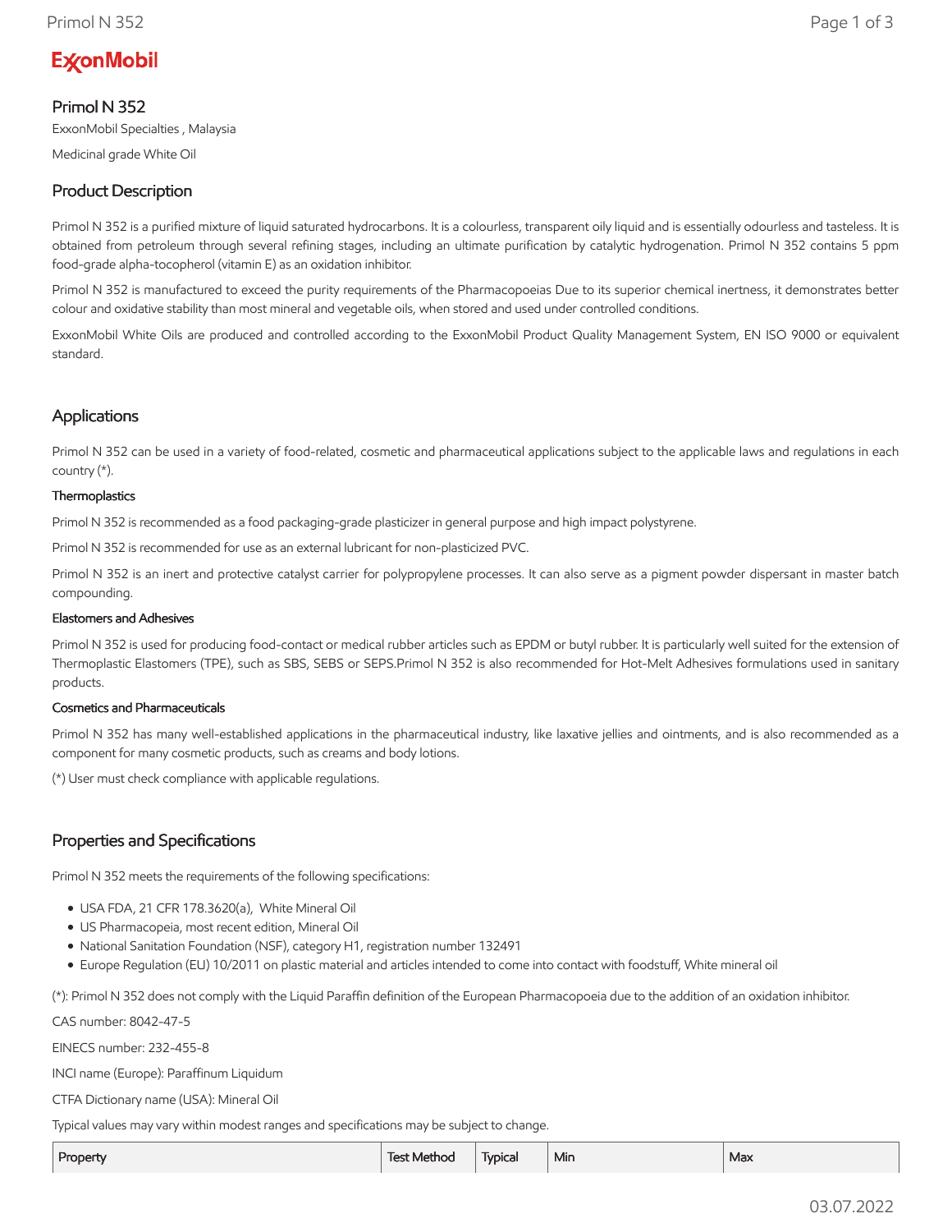ExxonMobil

# Primol N 352

ExxonMobil Specialties , Malaysia

Medicinal grade White Oil

## Product Description

Primol N 352 is a purified mixture of liquid saturated hydrocarbons. It is a colourless, transparent oily liquid and is essentially odourless and tasteless. It is obtained from petroleum through several refining stages, including an ultimate purification by catalytic hydrogenation. Primol N 352 contains 5 ppm food-grade alpha-tocopherol (vitamin E) as an oxidation inhibitor.

Primol N 352 is manufactured to exceed the purity requirements of the Pharmacopoeias Due to its superior chemical inertness, it demonstrates better colour and oxidative stability than most mineral and vegetable oils, when stored and used under controlled conditions.

ExxonMobil White Oils are produced and controlled according to the ExxonMobil Product Quality Management System, EN ISO 9000 or equivalent standard.

## Applications

Primol N 352 can be used in a variety of food-related, cosmetic and pharmaceutical applications subject to the applicable laws and regulations in each country (*).

### Thermoplastics

Primol N 352 is recommended as a food packaging-grade plasticizer in general purpose and high impact polystyrene.

Primol N 352 is recommended for use as an external lubricant for non-plasticized PVC.

Primol N 352 is an inert and protective catalyst carrier for polypropylene processes. It can also serve as a pigment powder dispersant in master batch compounding.

### Elastomers and Adhesives

Primol N 352 is used for producing food-contact or medical rubber articles such as EPDM or butyl rubber. It is particularly well suited for the extension of Thermoplastic Elastomers (TPE), such as SBS, SEBS or SEPS.Primol N 352 is also recommended for Hot-Melt Adhesives formulations used in sanitary products.

### Cosmetics and Pharmaceuticals

Primol N 352 has many well-established applications in the pharmaceutical industry, like laxative jellies and ointments, and is also recommended as a component for many cosmetic products, such as creams and body lotions.

(*) User must check compliance with applicable regulations.

## Properties and Specifications

Primol N 352 meets the requirements of the following specifications:

- USA FDA, 21 CFR 178.3620(a), White Mineral Oil
- US Pharmacopeia, most recent edition, Mineral Oil
- National Sanitation Foundation (NSF), category H1, registration number 132491
- Europe Regulation (EU) 10/2011 on plastic material and articles intended to come into contact with foodstuff, White mineral oil

(*): Primol N 352 does not comply with the Liquid Paraffin definition of the European Pharmacopoeia due to the addition of an oxidation inhibitor.

CAS number: 8042-47-5

EINECS number: 232-455-8

INCI name (Europe): Paraffinum Liquidum

CTFA Dictionary name (USA): Mineral Oil

Typical values may vary within modest ranges and specifications may be subject to change.

| Property | Test Method | Typical | Min | Max |
|---|---|---|---|---|

03.07.2022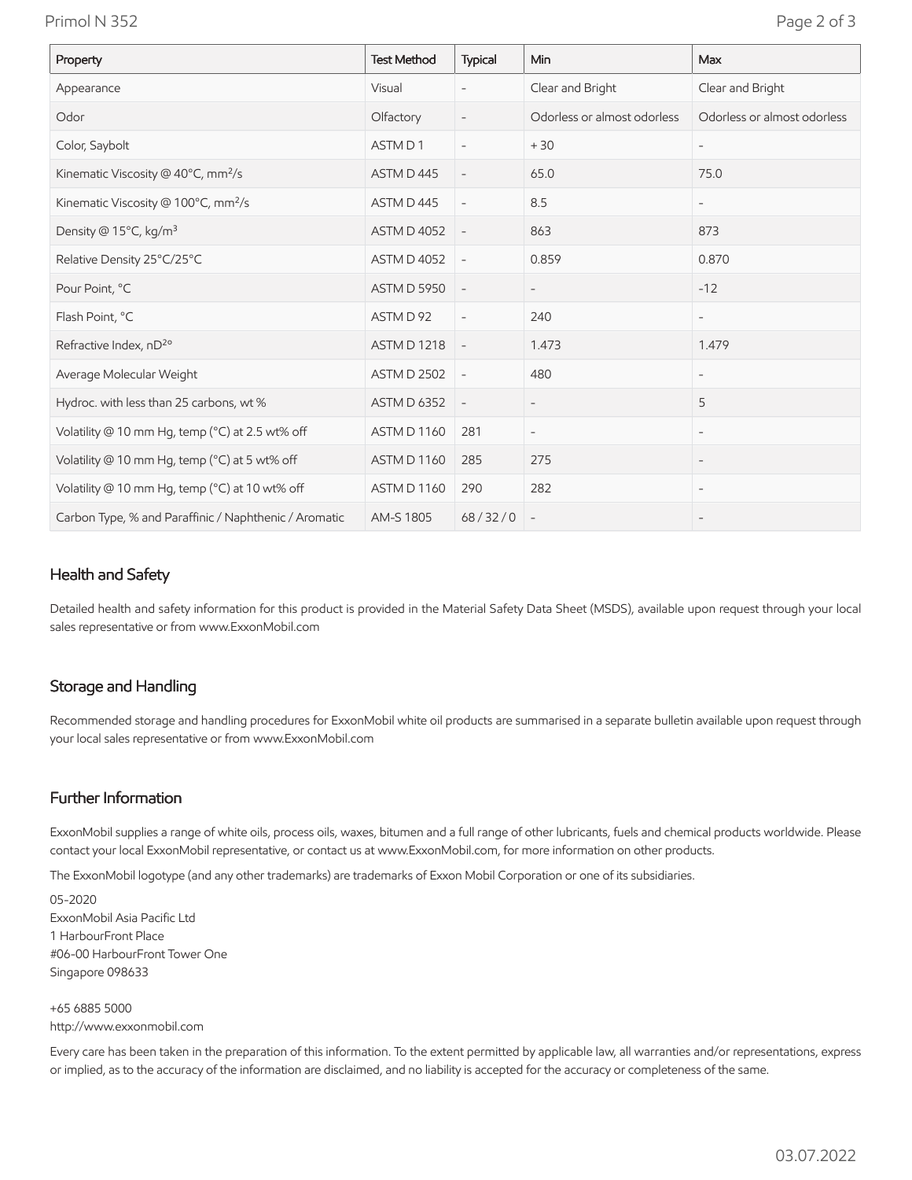| Property | Test Method | Typical | Min | Max |
|---|---|---|---|---|
| Appearance | Visual | - | Clear and Bright | Clear and Bright |
| Odor | Olfactory | - | Odorless or almost odorless | Odorless or almost odorless |
| Color, Saybolt | ASTM D 1 | - | + 30 | - |
| Kinematic Viscosity @ 40°C, $mm^2/s$ | ASTM D 445 | - | 65.0 | 75.0 |
| Kinematic Viscosity @ 100°C, $mm^2/s$ | ASTM D 445 | - | 8.5 | - |
| Density @ 15°C, $kg/m^3$ | ASTM D 4052 | - | 863 | 873 |
| Relative Density 25°C/25°C | ASTM D 4052 | - | 0.859 | 0.870 |
| Pour Point, °C | ASTM D 5950 | - | - | -12 |
| Flash Point, °C | ASTM D 92 | - | 240 | - |
| Refractive Index, $nD^{20}$ | ASTM D 1218 | - | 1.473 | 1.479 |
| Average Molecular Weight | ASTM D 2502 | - | 480 | - |
| Hydroc. with less than 25 carbons, wt % | ASTM D 6352 | - | - | 5 |
| Volatility @ 10 mm Hg, temp (°C) at 2.5 wt% off | ASTM D 1160 | 281 | - | - |
| Volatility @ 10 mm Hg, temp (°C) at 5 wt% off | ASTM D 1160 | 285 | 275 | - |
| Volatility @ 10 mm Hg, temp (°C) at 10 wt% off | ASTM D 1160 | 290 | 282 | - |
| Carbon Type, % and Paraffinic / Naphthenic / Aromatic | AM-S 1805 | 68 / 32 / 0 | - | - |

## Health and Safety

Detailed health and safety information for this product is provided in the Material Safety Data Sheet (MSDS), available upon request through your local sales representative or from www.ExxonMobil.com

## Storage and Handling

Recommended storage and handling procedures for ExxonMobil white oil products are summarised in a separate bulletin available upon request through your local sales representative or from www.ExxonMobil.com

## Further Information

ExxonMobil supplies a range of white oils, process oils, waxes, bitumen and a full range of other lubricants, fuels and chemical products worldwide. Please contact your local ExxonMobil representative, or contact us at www.ExxonMobil.com, for more information on other products.

The ExxonMobil logotype (and any other trademarks) are trademarks of Exxon Mobil Corporation or one of its subsidiaries.

05-2020
ExxonMobil Asia Pacific Ltd
1 HarbourFront Place
#06-00 HarbourFront Tower One
Singapore 098633

+65 6885 5000
http://www.exxonmobil.com

Every care has been taken in the preparation of this information. To the extent permitted by applicable law, all warranties and/or representations, express or implied, as to the accuracy of the information are disclaimed, and no liability is accepted for the accuracy or completeness of the same.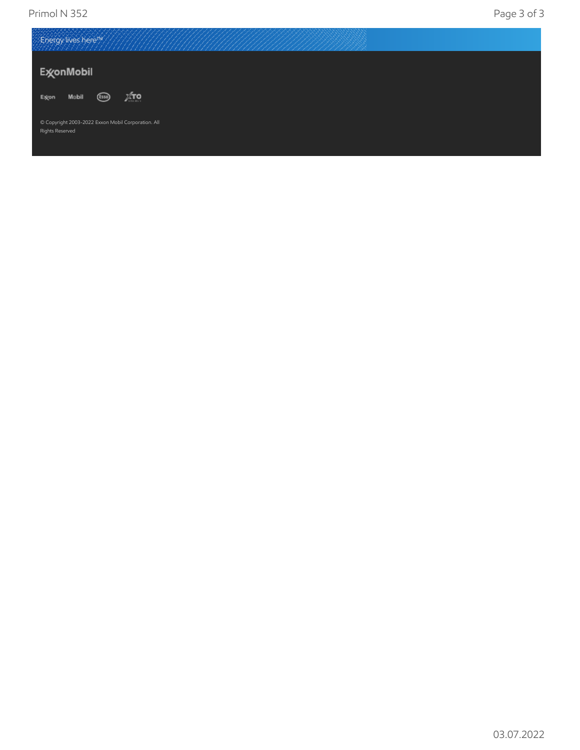Energy lives here™

ExxonMobil

Exxon Mobil Esso XTO

© Copyright 2003-2022 Exxon Mobil Corporation. All Rights Reserved